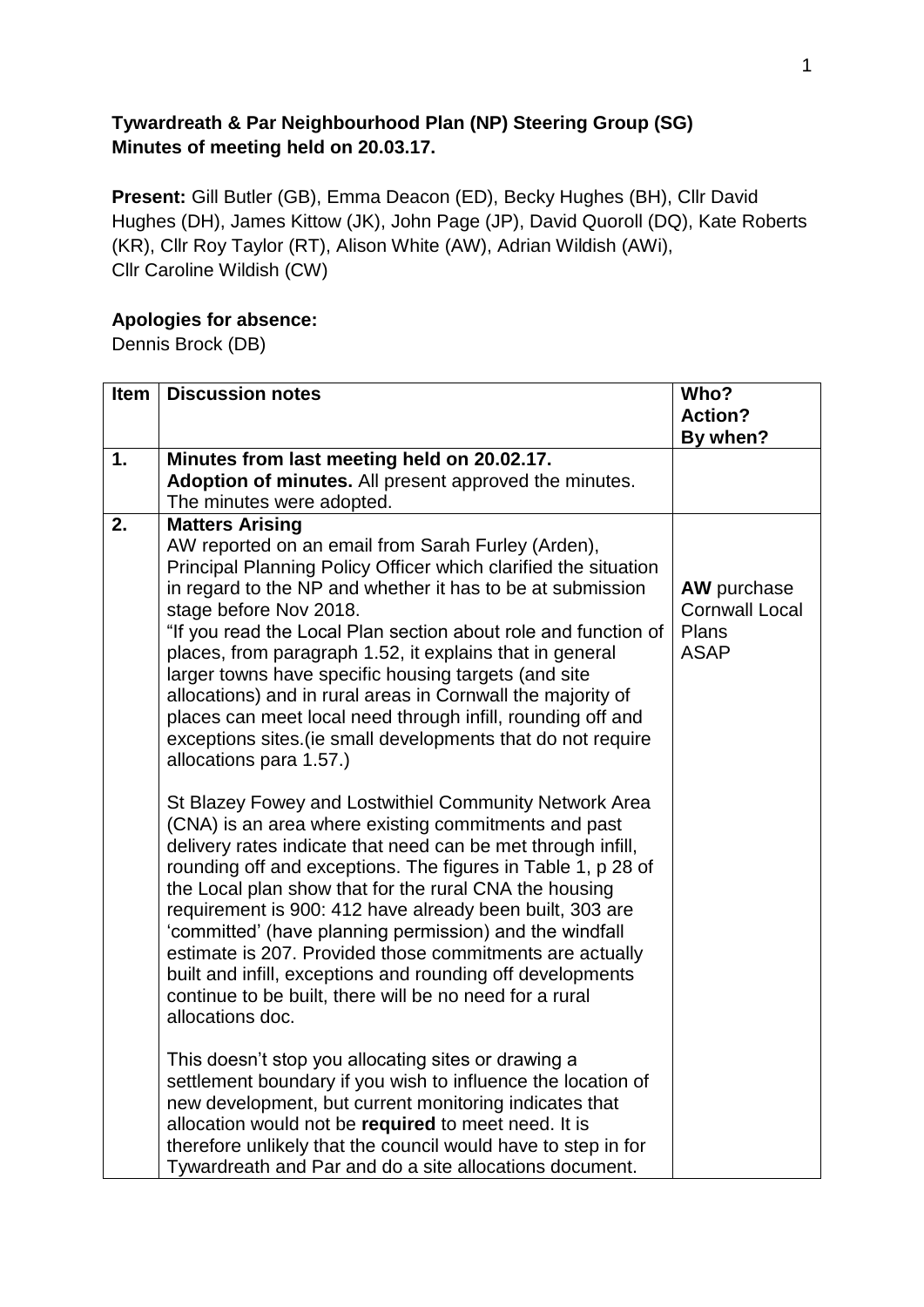**Tywardreath & Par Neighbourhood Plan (NP) Steering Group (SG)**
**Minutes of meeting held on 20.03.17.**

**Present:** Gill Butler (GB), Emma Deacon (ED), Becky Hughes (BH), Cllr David Hughes (DH), James Kittow (JK), John Page (JP), David Quoroll (DQ), Kate Roberts (KR), Cllr Roy Taylor (RT), Alison White (AW), Adrian Wildish (AWi), Cllr Caroline Wildish (CW)

**Apologies for absence:**
Dennis Brock (DB)

| Item | Discussion notes | Who?<br>Action?<br>By when? |
|---|---|---|
| **1.** | **Minutes from last meeting held on 20.02.17.**<br>**Adoption of minutes.** All present approved the minutes. The minutes were adopted. | |
| **2.** | **Matters Arising**<br>AW reported on an email from Sarah Furley (Arden), Principal Planning Policy Officer which clarified the situation in regard to the NP and whether it has to be at submission stage before Nov 2018.<br>"If you read the Local Plan section about role and function of places, from paragraph 1.52, it explains that in general larger towns have specific housing targets (and site allocations) and in rural areas in Cornwall the majority of places can meet local need through infill, rounding off and exceptions sites.(ie small developments that do not require allocations para 1.57.)<br><br>St Blazey Fowey and Lostwithiel Community Network Area (CNA) is an area where existing commitments and past delivery rates indicate that need can be met through infill, rounding off and exceptions. The figures in Table 1, p 28 of the Local plan show that for the rural CNA the housing requirement is 900: 412 have already been built, 303 are 'committed' (have planning permission) and the windfall estimate is 207. Provided those commitments are actually built and infill, exceptions and rounding off developments continue to be built, there will be no need for a rural allocations doc.<br><br>This doesn't stop you allocating sites or drawing a settlement boundary if you wish to influence the location of new development, but current monitoring indicates that allocation would not be **required** to meet need. It is therefore unlikely that the council would have to step in for Tywardreath and Par and do a site allocations document. | **AW** purchase Cornwall Local Plans ASAP |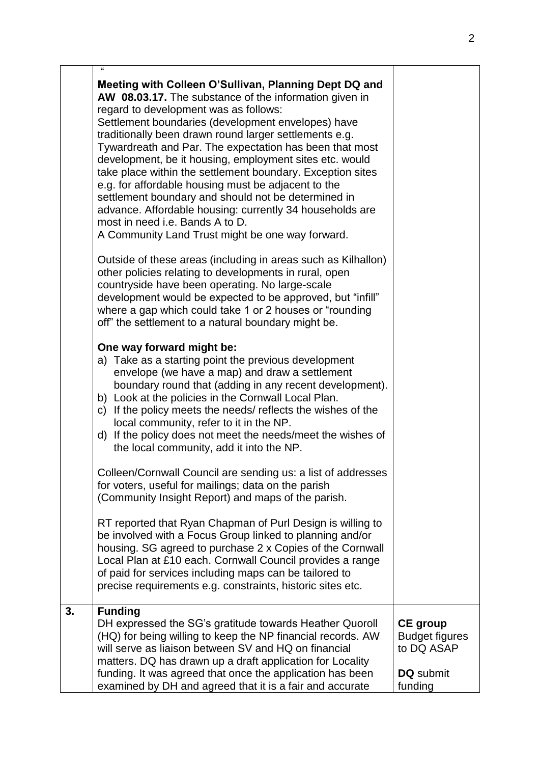| | " **Meeting with Colleen O'Sullivan, Planning Dept DQ and AW 08.03.17.** The substance of the information given in regard to development was as follows:<br>Settlement boundaries (development envelopes) have traditionally been drawn round larger settlements e.g. Tywardreath and Par. The expectation has been that most development, be it housing, employment sites etc. would take place within the settlement boundary. Exception sites e.g. for affordable housing must be adjacent to the settlement boundary and should not be determined in advance. Affordable housing: currently 34 households are most in need i.e. Bands A to D.<br>A Community Land Trust might be one way forward.<br><br>Outside of these areas (including in areas such as Kilhallon) other policies relating to developments in rural, open countryside have been operating. No large-scale development would be expected to be approved, but "infill" where a gap which could take 1 or 2 houses or "rounding off" the settlement to a natural boundary might be.<br><br>**One way forward might be:**<br>a) Take as a starting point the previous development envelope (we have a map) and draw a settlement boundary round that (adding in any recent development).<br>b) Look at the policies in the Cornwall Local Plan.<br>c) If the policy meets the needs/ reflects the wishes of the local community, refer to it in the NP.<br>d) If the policy does not meet the needs/meet the wishes of the local community, add it into the NP.<br><br>Colleen/Cornwall Council are sending us: a list of addresses for voters, useful for mailings; data on the parish (Community Insight Report) and maps of the parish.<br><br>RT reported that Ryan Chapman of Purl Design is willing to be involved with a Focus Group linked to planning and/or housing. SG agreed to purchase 2 x Copies of the Cornwall Local Plan at £10 each. Cornwall Council provides a range of paid for services including maps can be tailored to precise requirements e.g. constraints, historic sites etc. | |
|---|---|---|
| **3.** | **Funding**<br>DH expressed the SG's gratitude towards Heather Quoroll (HQ) for being willing to keep the NP financial records. AW will serve as liaison between SV and HQ on financial matters. DQ has drawn up a draft application for Locality funding. It was agreed that once the application has been examined by DH and agreed that it is a fair and accurate | **CE group** Budget figures to DQ ASAP<br><br>**DQ** submit funding |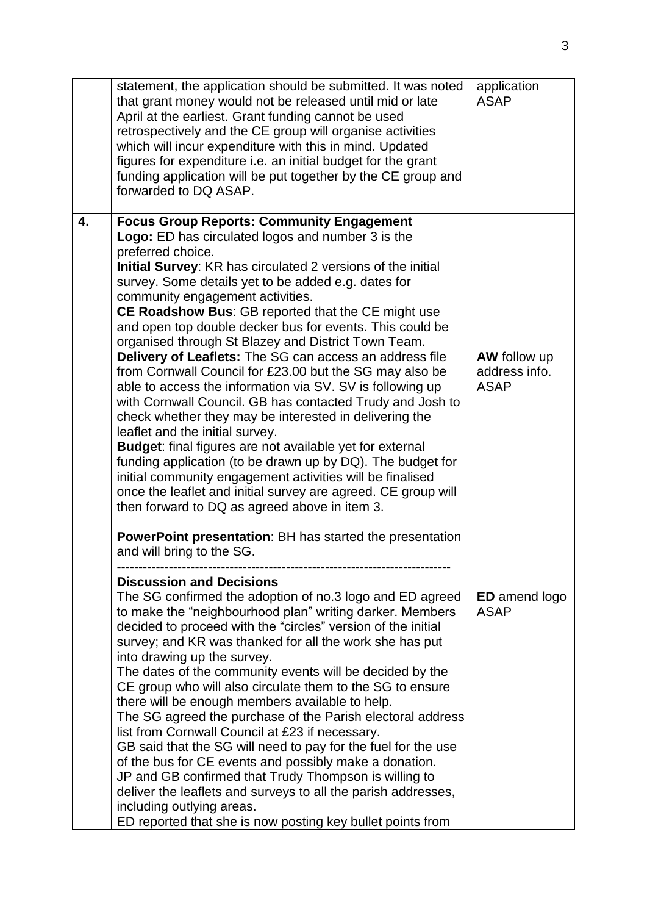| | | |
|---|---|---|
| | statement, the application should be submitted. It was noted that grant money would not be released until mid or late April at the earliest. Grant funding cannot be used retrospectively and the CE group will organise activities which will incur expenditure with this in mind. Updated figures for expenditure i.e. an initial budget for the grant funding application will be put together by the CE group and forwarded to DQ ASAP. | application ASAP |
| **4.** | **Focus Group Reports: Community Engagement**<br>**Logo:** ED has circulated logos and number 3 is the preferred choice.<br>**Initial Survey**: KR has circulated 2 versions of the initial survey. Some details yet to be added e.g. dates for community engagement activities.<br>**CE Roadshow Bus**: GB reported that the CE might use and open top double decker bus for events. This could be organised through St Blazey and District Town Team.<br>**Delivery of Leaflets:** The SG can access an address file from Cornwall Council for £23.00 but the SG may also be able to access the information via SV. SV is following up with Cornwall Council. GB has contacted Trudy and Josh to check whether they may be interested in delivering the leaflet and the initial survey.<br>**Budget**: final figures are not available yet for external funding application (to be drawn up by DQ). The budget for initial community engagement activities will be finalised once the leaflet and initial survey are agreed. CE group will then forward to DQ as agreed above in item 3.<br><br>**PowerPoint presentation**: BH has started the presentation and will bring to the SG. | <br><br><br><br><br><br><br><br><br>**AW** follow up address info. ASAP |
| | ---<br>**Discussion and Decisions**<br>The SG confirmed the adoption of no.3 logo and ED agreed to make the "neighbourhood plan" writing darker. Members decided to proceed with the "circles" version of the initial survey; and KR was thanked for all the work she has put into drawing up the survey.<br>The dates of the community events will be decided by the CE group who will also circulate them to the SG to ensure there will be enough members available to help.<br>The SG agreed the purchase of the Parish electoral address list from Cornwall Council at £23 if necessary.<br>GB said that the SG will need to pay for the fuel for the use of the bus for CE events and possibly make a donation.<br>JP and GB confirmed that Trudy Thompson is willing to deliver the leaflets and surveys to all the parish addresses, including outlying areas.<br>ED reported that she is now posting key bullet points from | **ED** amend logo ASAP |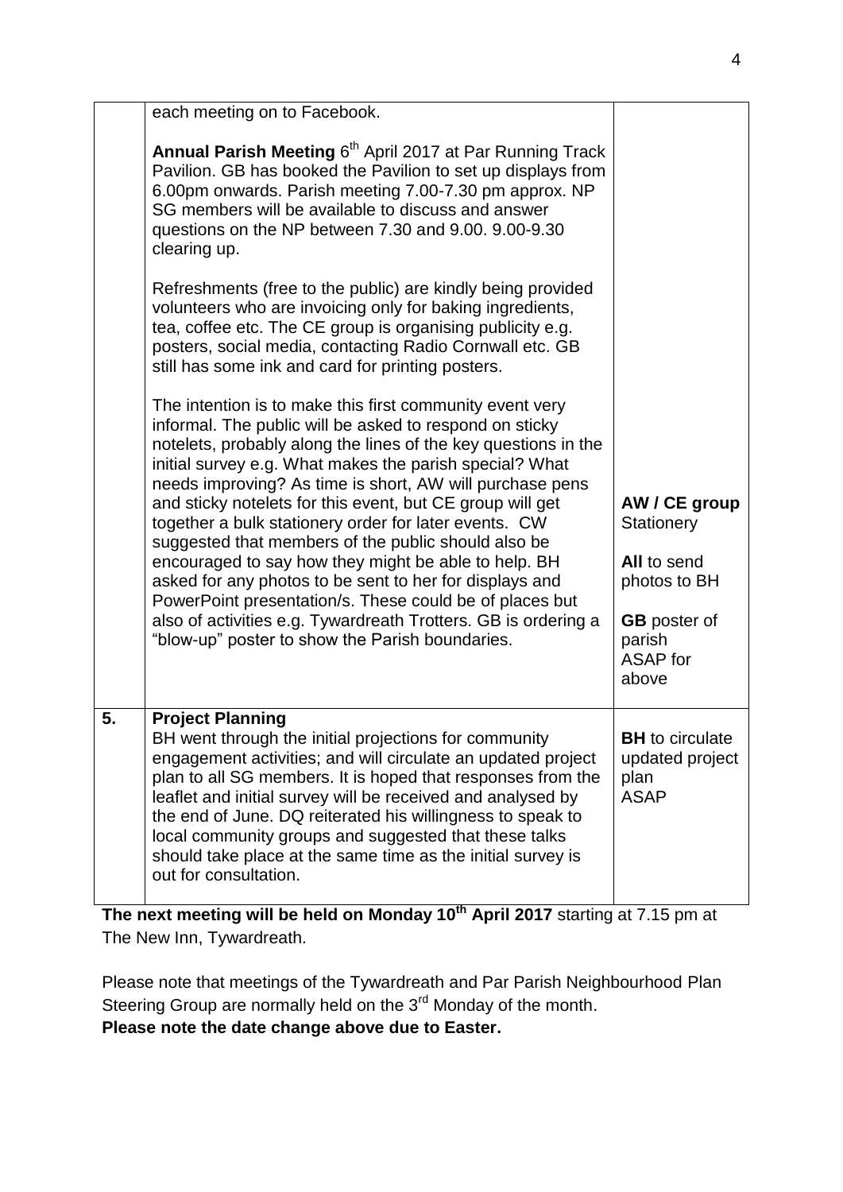| | | |
|---|---|---|
| | each meeting on to Facebook.<br><br>**Annual Parish Meeting** 6th April 2017 at Par Running Track Pavilion. GB has booked the Pavilion to set up displays from 6.00pm onwards. Parish meeting 7.00-7.30 pm approx. NP SG members will be available to discuss and answer questions on the NP between 7.30 and 9.00. 9.00-9.30 clearing up.<br><br>Refreshments (free to the public) are kindly being provided volunteers who are invoicing only for baking ingredients, tea, coffee etc. The CE group is organising publicity e.g. posters, social media, contacting Radio Cornwall etc. GB still has some ink and card for printing posters.<br><br>The intention is to make this first community event very informal. The public will be asked to respond on sticky notelets, probably along the lines of the key questions in the initial survey e.g. What makes the parish special? What needs improving? As time is short, AW will purchase pens and sticky notelets for this event, but CE group will get together a bulk stationery order for later events. CW suggested that members of the public should also be encouraged to say how they might be able to help. BH asked for any photos to be sent to her for displays and PowerPoint presentation/s. These could be of places but also of activities e.g. Tywardreath Trotters. GB is ordering a "blow-up" poster to show the Parish boundaries. | **AW / CE group** Stationery<br><br>**All** to send photos to BH<br><br>**GB** poster of parish ASAP for above |
| **5.** | **Project Planning**<br>BH went through the initial projections for community engagement activities; and will circulate an updated project plan to all SG members. It is hoped that responses from the leaflet and initial survey will be received and analysed by the end of June. DQ reiterated his willingness to speak to local community groups and suggested that these talks should take place at the same time as the initial survey is out for consultation. | **BH** to circulate updated project plan ASAP |

**The next meeting will be held on Monday 10th April 2017** starting at 7.15 pm at The New Inn, Tywardreath.

Please note that meetings of the Tywardreath and Par Parish Neighbourhood Plan Steering Group are normally held on the 3rd Monday of the month.
**Please note the date change above due to Easter.**